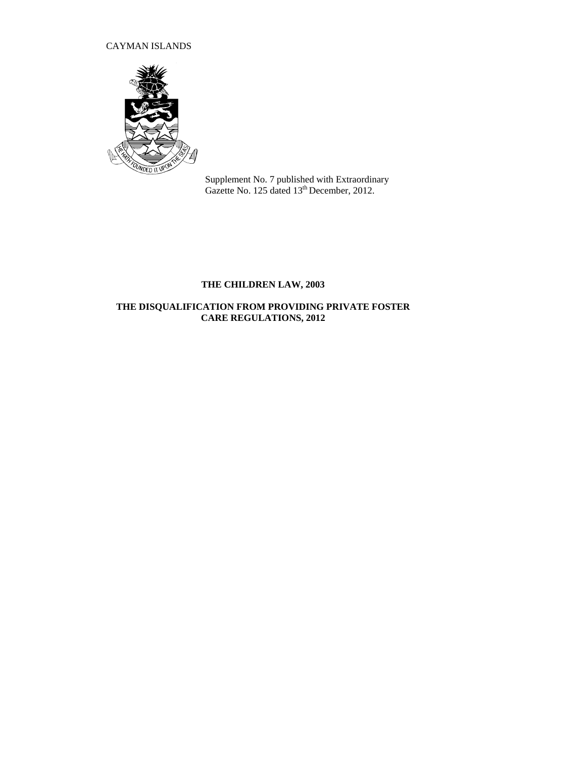CAYMAN ISLANDS

Supplement No. 7 published with Extraordinary Gazette No. 125 dated 13th December, 2012.

**THE CHILDREN LAW, 2003**

**THE DISQUALIFICATION FROM PROVIDING PRIVATE FOSTER CARE REGULATIONS, 2012**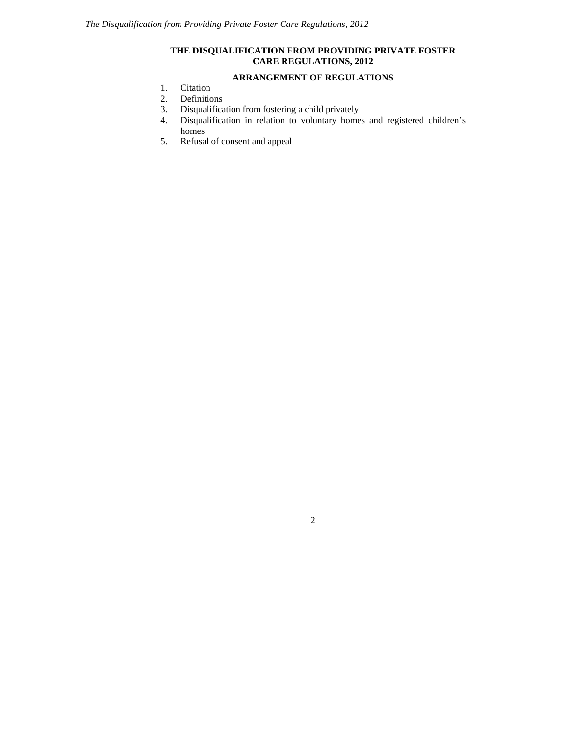# THE DISQUALIFICATION FROM PROVIDING PRIVATE FOSTER CARE REGULATIONS, 2012

## ARRANGEMENT OF REGULATIONS

1. Citation
2. Definitions
3. Disqualification from fostering a child privately
4. Disqualification in relation to voluntary homes and registered children's homes
5. Refusal of consent and appeal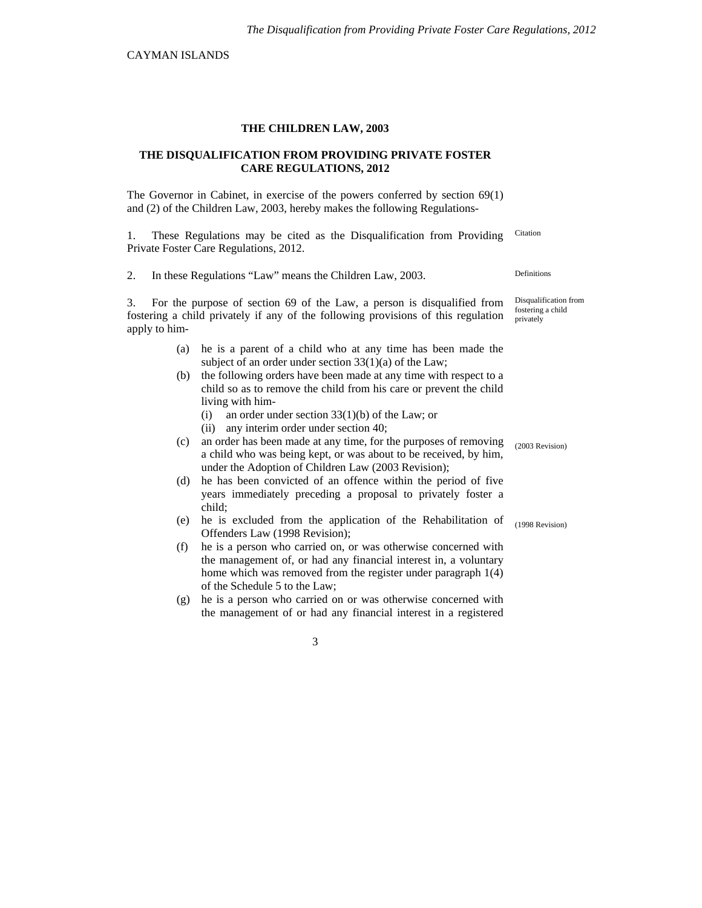CAYMAN ISLANDS

## THE CHILDREN LAW, 2003

## THE DISQUALIFICATION FROM PROVIDING PRIVATE FOSTER CARE REGULATIONS, 2012

The Governor in Cabinet, in exercise of the powers conferred by section 69(1) and (2) of the Children Law, 2003, hereby makes the following Regulations-

Citation

1. These Regulations may be cited as the Disqualification from Providing Private Foster Care Regulations, 2012.

Definitions

2. In these Regulations "Law" means the Children Law, 2003.

Disqualification from fostering a child privately

3. For the purpose of section 69 of the Law, a person is disqualified from fostering a child privately if any of the following provisions of this regulation apply to him-

(a) he is a parent of a child who at any time has been made the subject of an order under section 33(1)(a) of the Law;

(b) the following orders have been made at any time with respect to a child so as to remove the child from his care or prevent the child living with him-

  (i) an order under section 33(1)(b) of the Law; or

  (ii) any interim order under section 40;

(c) an order has been made at any time, for the purposes of removing a child who was being kept, or was about to be received, by him, under the Adoption of Children Law (2003 Revision);

(2003 Revision)

(d) he has been convicted of an offence within the period of five years immediately preceding a proposal to privately foster a child;

(e) he is excluded from the application of the Rehabilitation of Offenders Law (1998 Revision);

(1998 Revision)

(f) he is a person who carried on, or was otherwise concerned with the management of, or had any financial interest in, a voluntary home which was removed from the register under paragraph 1(4) of the Schedule 5 to the Law;

(g) he is a person who carried on or was otherwise concerned with the management of or had any financial interest in a registered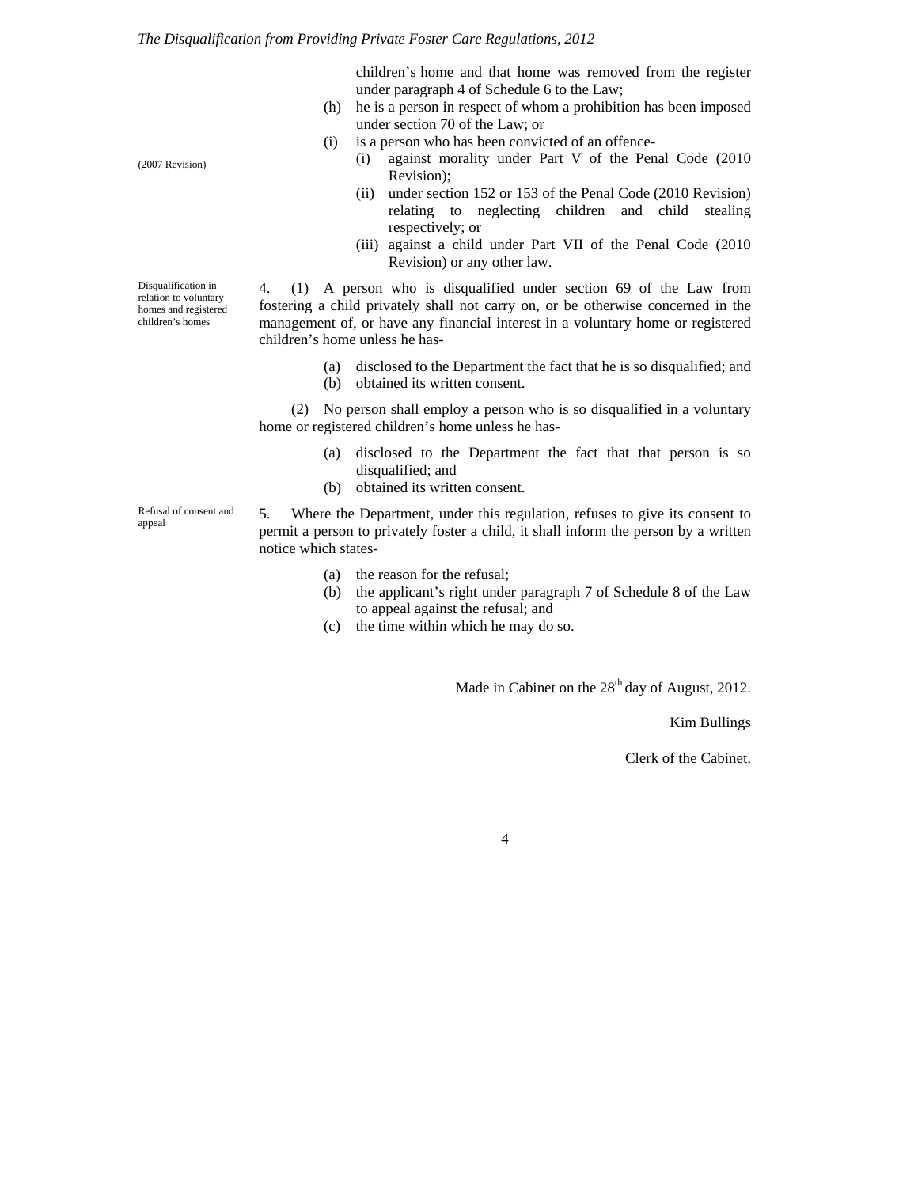children's home and that home was removed from the register under paragraph 4 of Schedule 6 to the Law;

(h) he is a person in respect of whom a prohibition has been imposed under section 70 of the Law; or

(i) is a person who has been convicted of an offence-

(2007 Revision)

  - (i) against morality under Part V of the Penal Code (2010 Revision);
  - (ii) under section 152 or 153 of the Penal Code (2010 Revision) relating to neglecting children and child stealing respectively; or
  - (iii) against a child under Part VII of the Penal Code (2010 Revision) or any other law.

Disqualification in relation to voluntary homes and registered children's homes

4. (1) A person who is disqualified under section 69 of the Law from fostering a child privately shall not carry on, or be otherwise concerned in the management of, or have any financial interest in a voluntary home or registered children's home unless he has-

(a) disclosed to the Department the fact that he is so disqualified; and

(b) obtained its written consent.

(2) No person shall employ a person who is so disqualified in a voluntary home or registered children's home unless he has-

(a) disclosed to the Department the fact that that person is so disqualified; and

(b) obtained its written consent.

Refusal of consent and appeal

5. Where the Department, under this regulation, refuses to give its consent to permit a person to privately foster a child, it shall inform the person by a written notice which states-

(a) the reason for the refusal;

(b) the applicant's right under paragraph 7 of Schedule 8 of the Law to appeal against the refusal; and

(c) the time within which he may do so.

Made in Cabinet on the 28th day of August, 2012.

Kim Bullings

Clerk of the Cabinet.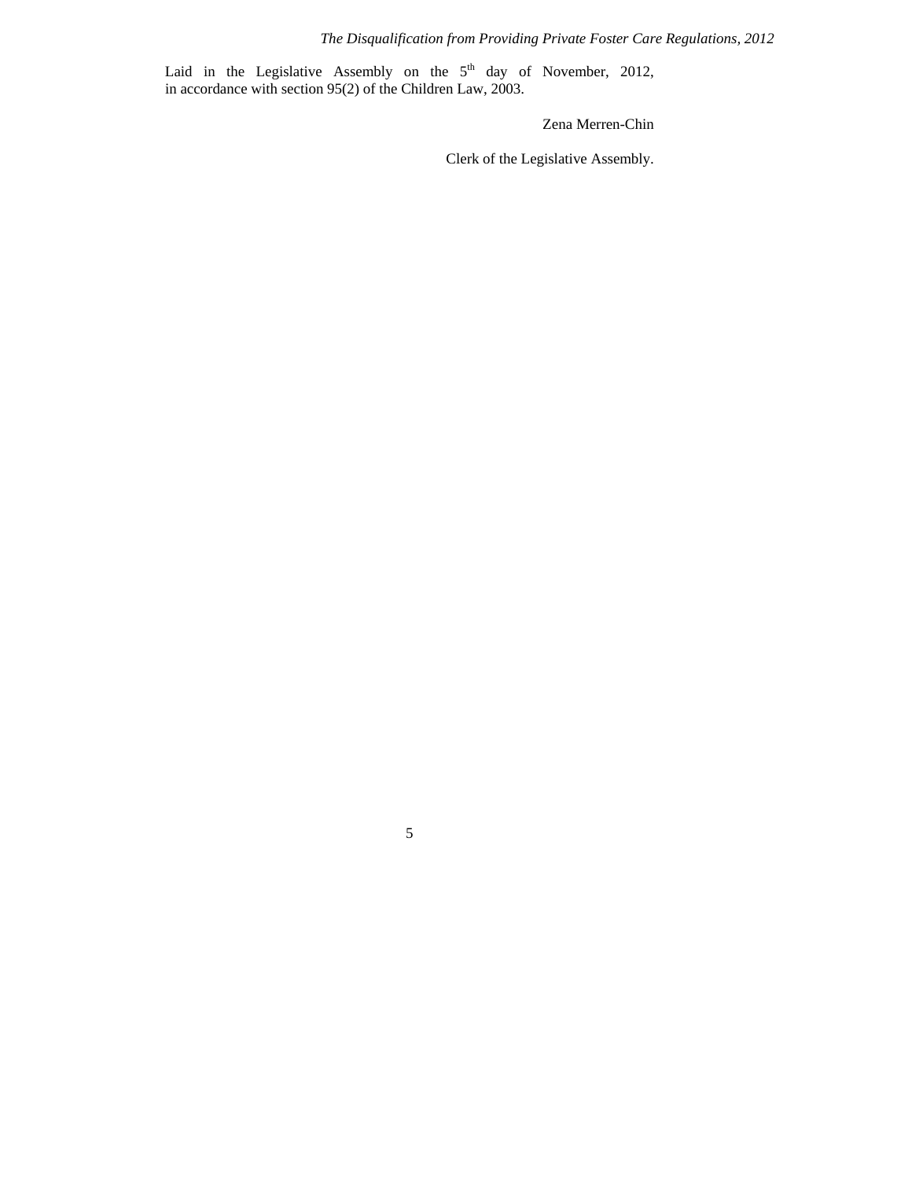Laid in the Legislative Assembly on the 5th day of November, 2012, in accordance with section 95(2) of the Children Law, 2003.

Zena Merren-Chin

Clerk of the Legislative Assembly.